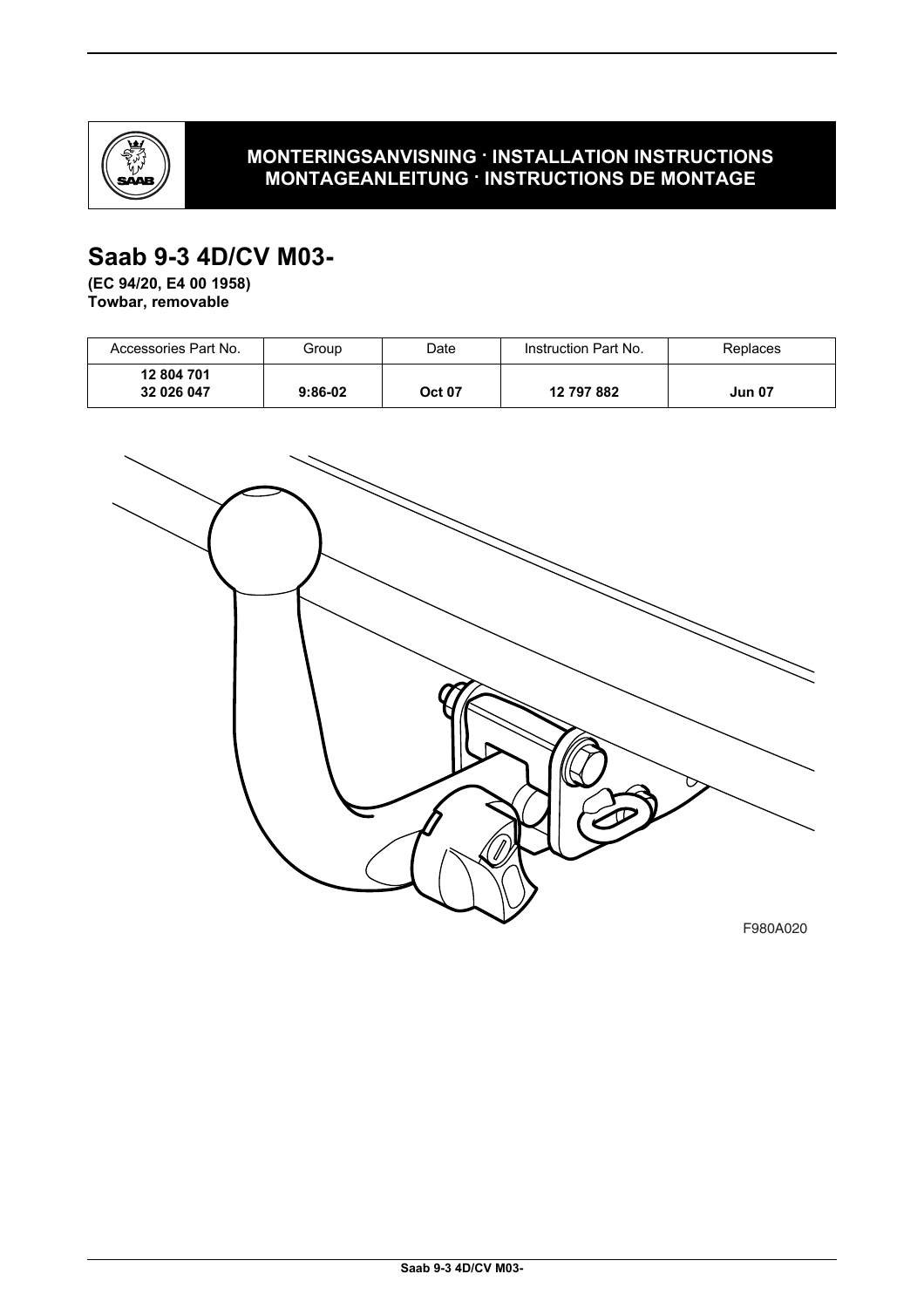**MONTERINGSANVISNING · INSTALLATION INSTRUCTIONS**
**MONTAGEANLEITUNG · INSTRUCTIONS DE MONTAGE**

# Saab 9-3 4D/CV M03-

**(EC 94/20, E4 00 1958)**
**Towbar, removable**

| Accessories Part No. | Group | Date | Instruction Part No. | Replaces |
|---|---|---|---|---|
| **12 804 701**<br>**32 026 047** | **9:86-02** | **Oct 07** | **12 797 882** | **Jun 07** |

F980A020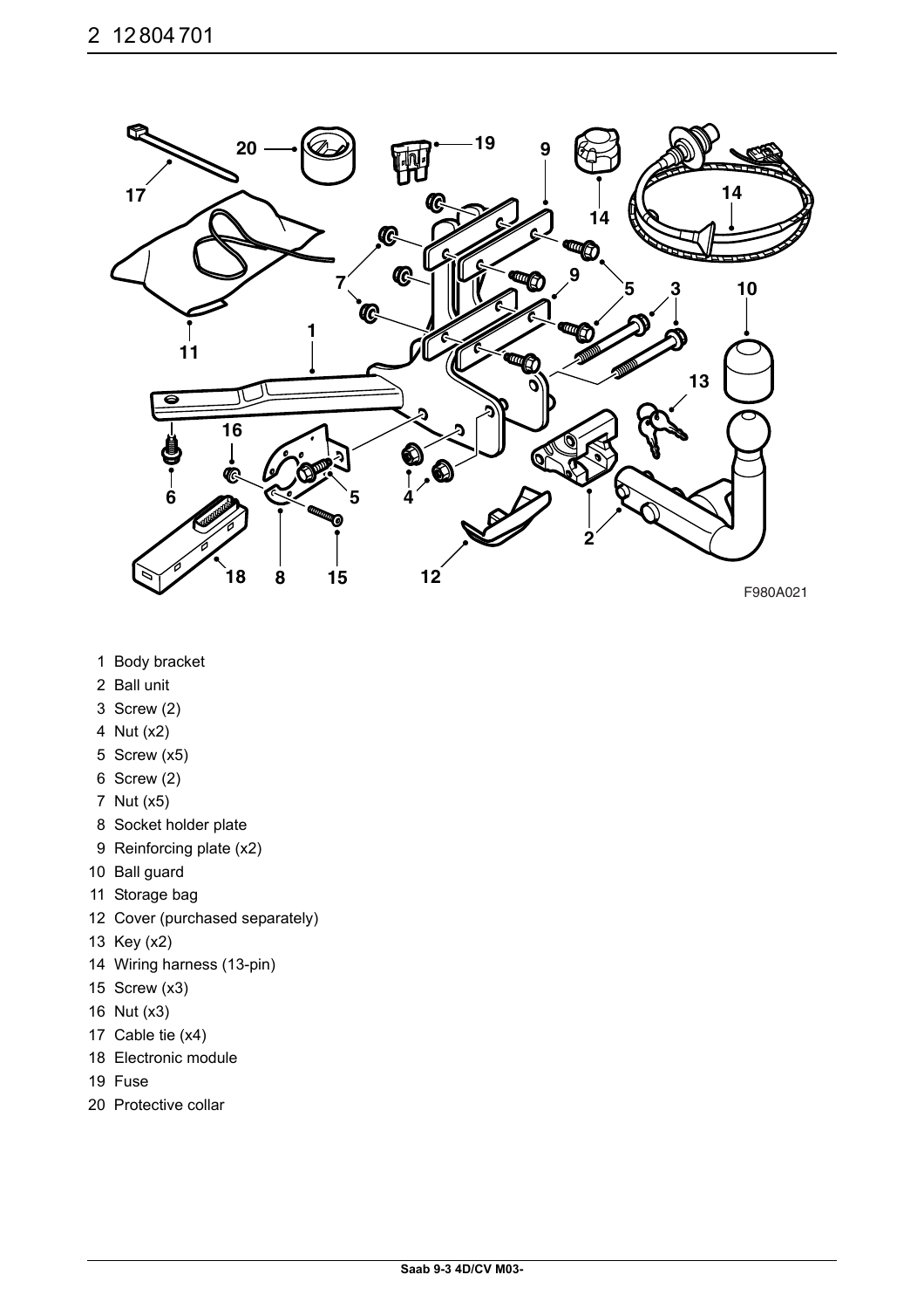F980A021

1 Body bracket
2 Ball unit
3 Screw (2)
4 Nut (x2)
5 Screw (x5)
6 Screw (2)
7 Nut (x5)
8 Socket holder plate
9 Reinforcing plate (x2)
10 Ball guard
11 Storage bag
12 Cover (purchased separately)
13 Key (x2)
14 Wiring harness (13-pin)
15 Screw (x3)
16 Nut (x3)
17 Cable tie (x4)
18 Electronic module
19 Fuse
20 Protective collar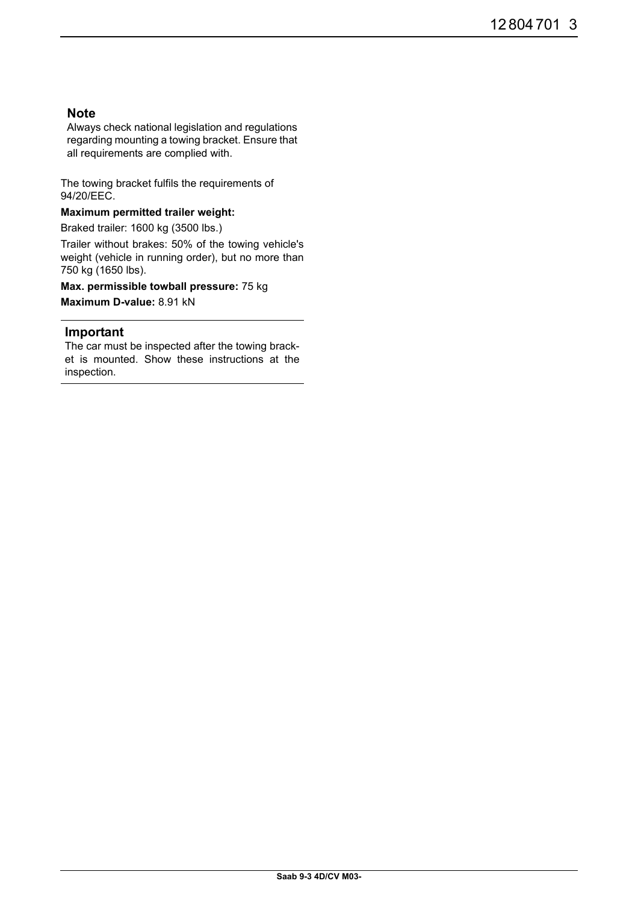**Note**

Always check national legislation and regulations regarding mounting a towing bracket. Ensure that all requirements are complied with.

The towing bracket fulfils the requirements of 94/20/EEC.

**Maximum permitted trailer weight:**

Braked trailer: 1600 kg (3500 lbs.)

Trailer without brakes: 50% of the towing vehicle's weight (vehicle in running order), but no more than 750 kg (1650 lbs).

**Max. permissible towball pressure:** 75 kg

**Maximum D-value:** 8.91 kN

**Important**

The car must be inspected after the towing bracket is mounted. Show these instructions at the inspection.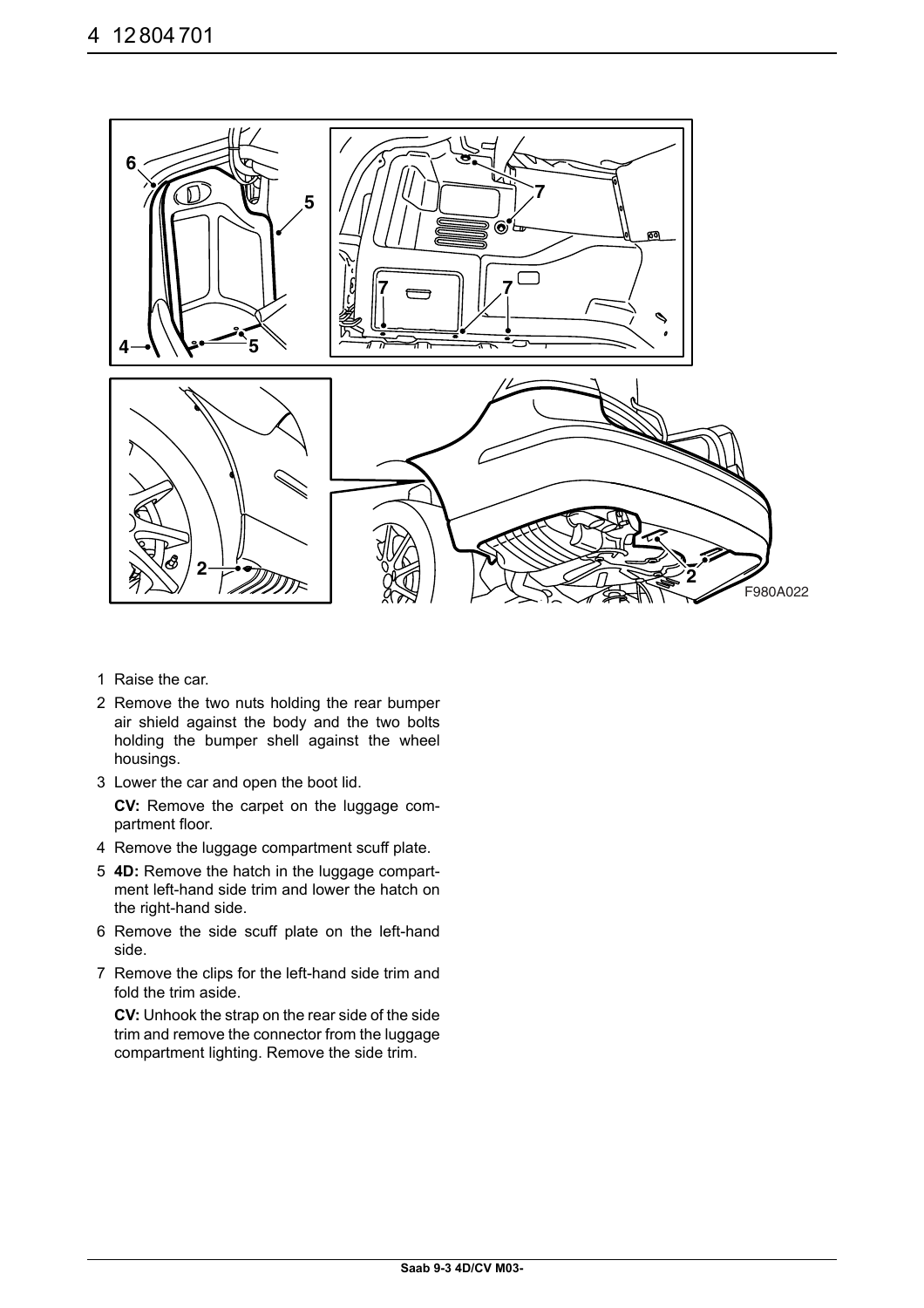F980A022

1 Raise the car.
2 Remove the two nuts holding the rear bumper air shield against the body and the two bolts holding the bumper shell against the wheel housings.
3 Lower the car and open the boot lid.

   **CV:** Remove the carpet on the luggage compartment floor.
4 Remove the luggage compartment scuff plate.
5 **4D:** Remove the hatch in the luggage compartment left-hand side trim and lower the hatch on the right-hand side.
6 Remove the side scuff plate on the left-hand side.
7 Remove the clips for the left-hand side trim and fold the trim aside.

   **CV:** Unhook the strap on the rear side of the side trim and remove the connector from the luggage compartment lighting. Remove the side trim.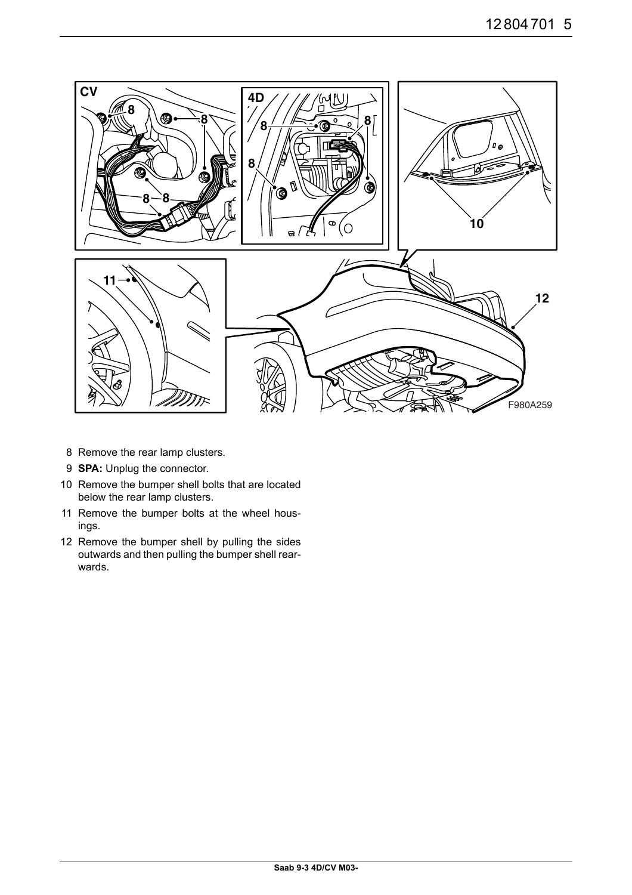8 Remove the rear lamp clusters.

9 **SPA:** Unplug the connector.

10 Remove the bumper shell bolts that are located below the rear lamp clusters.

11 Remove the bumper bolts at the wheel housings.

12 Remove the bumper shell by pulling the sides outwards and then pulling the bumper shell rearwards.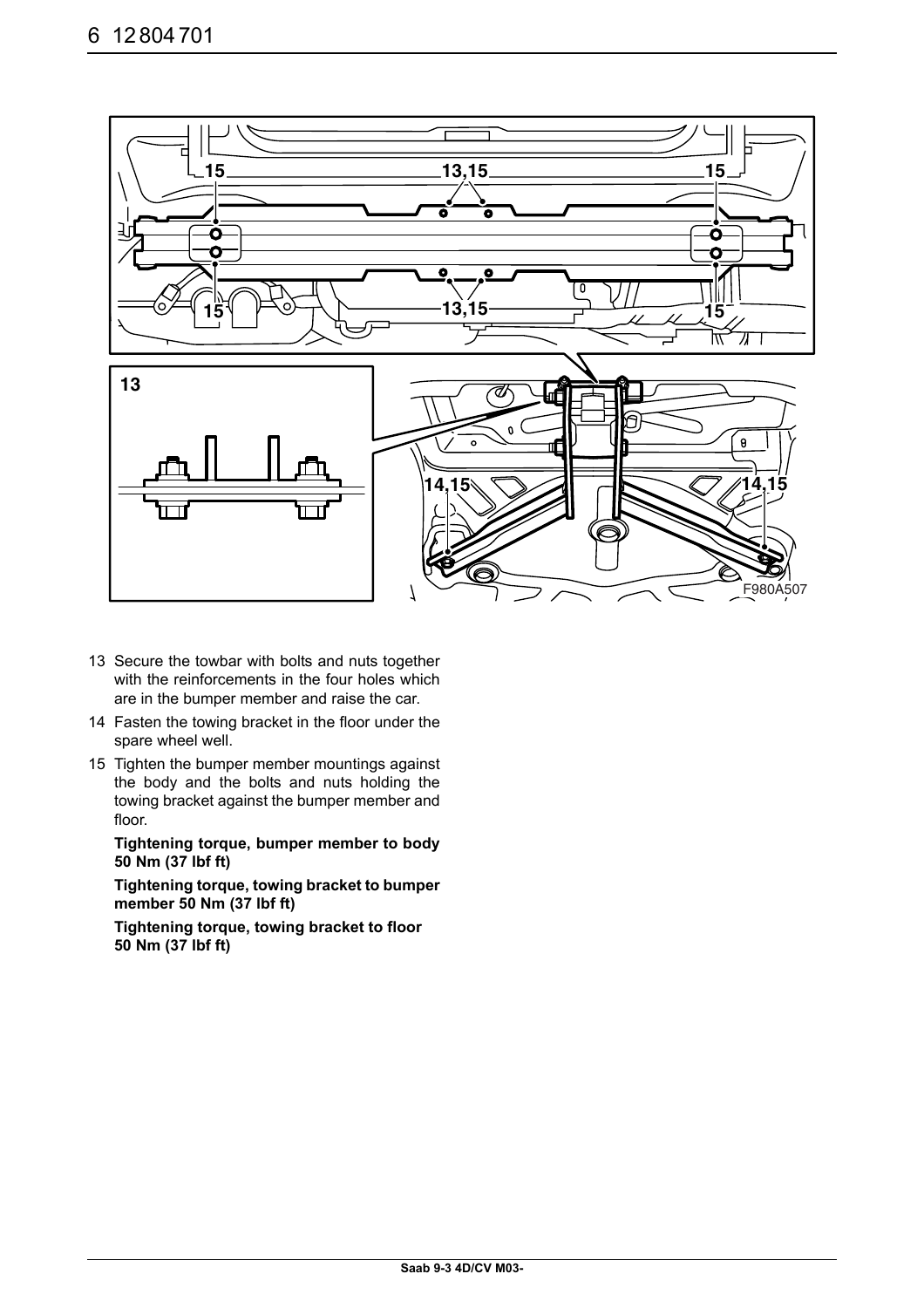13 Secure the towbar with bolts and nuts together with the reinforcements in the four holes which are in the bumper member and raise the car.

14 Fasten the towing bracket in the floor under the spare wheel well.

15 Tighten the bumper member mountings against the body and the bolts and nuts holding the towing bracket against the bumper member and floor.

**Tightening torque, bumper member to body 50 Nm (37 lbf ft)**

**Tightening torque, towing bracket to bumper member 50 Nm (37 lbf ft)**

**Tightening torque, towing bracket to floor 50 Nm (37 lbf ft)**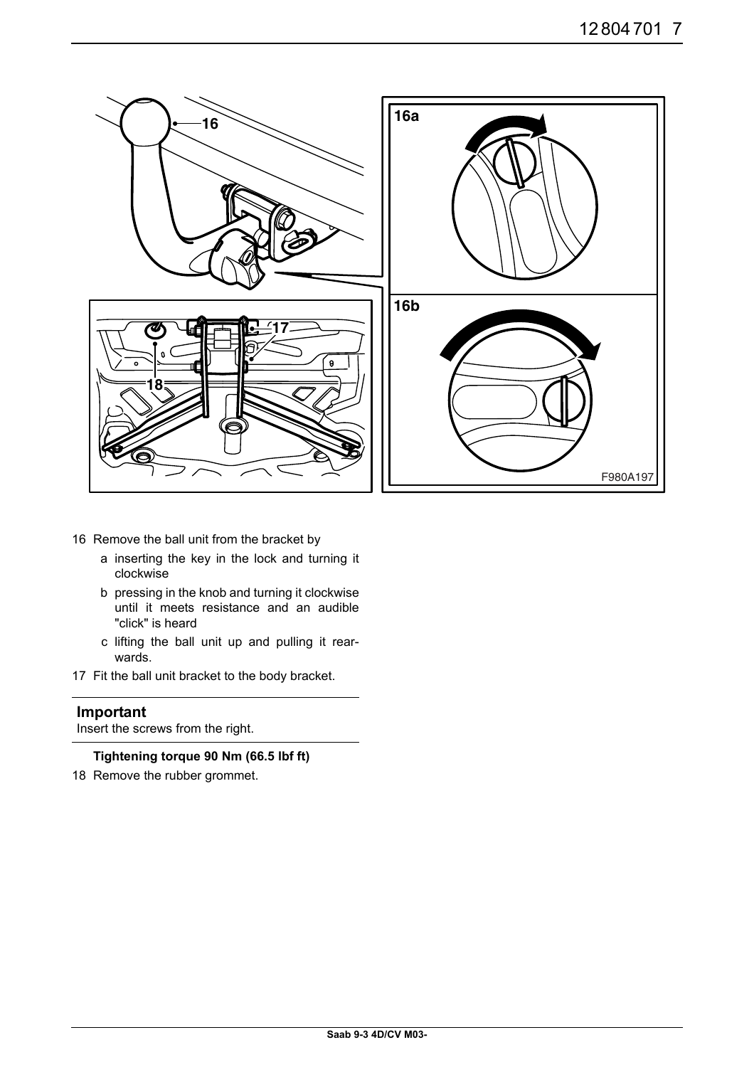16 Remove the ball unit from the bracket by

   a inserting the key in the lock and turning it clockwise

   b pressing in the knob and turning it clockwise until it meets resistance and an audible "click" is heard

   c lifting the ball unit up and pulling it rearwards.

17 Fit the ball unit bracket to the body bracket.

**Important**

Insert the screws from the right.

**Tightening torque 90 Nm (66.5 lbf ft)**

18 Remove the rubber grommet.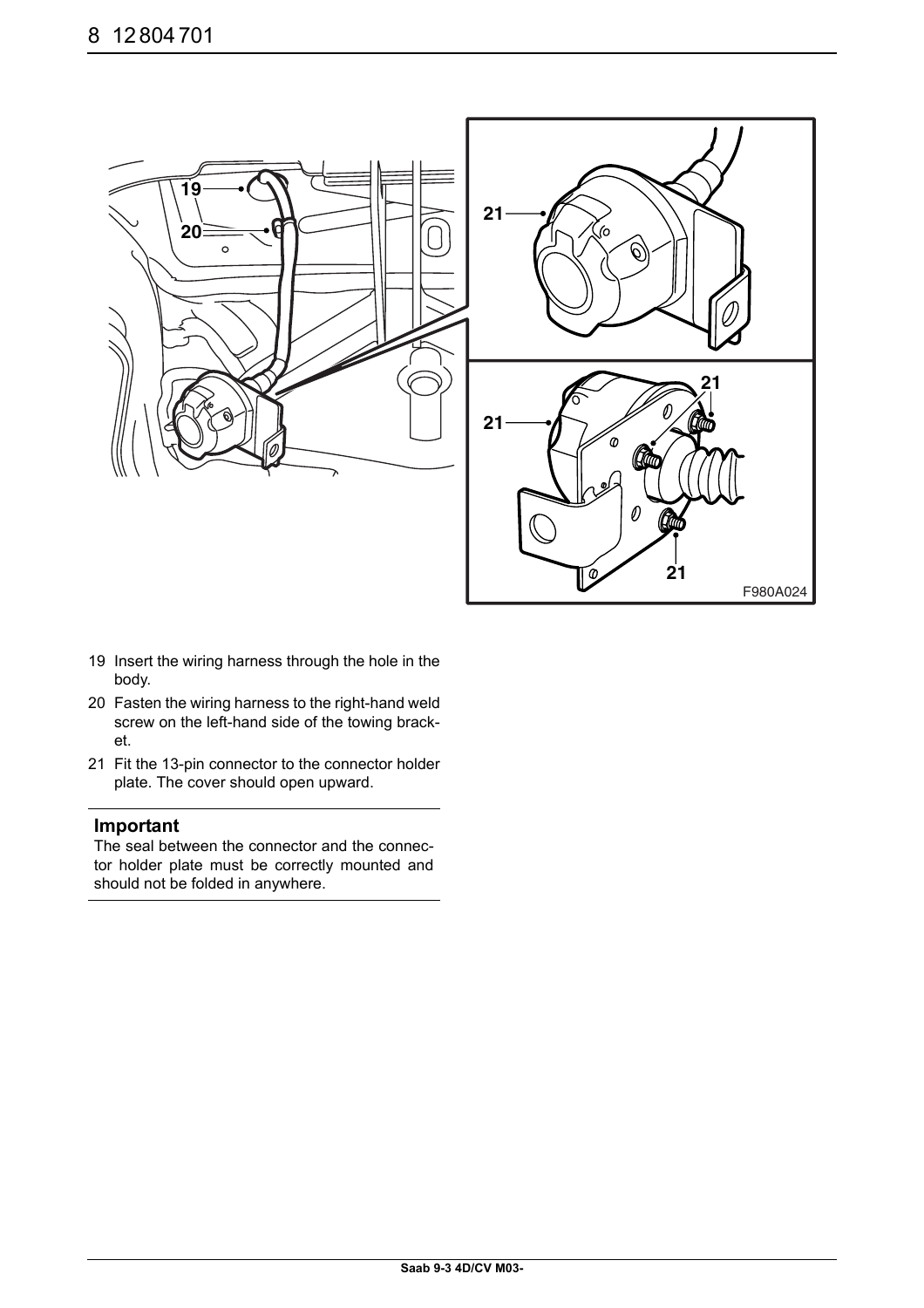19 Insert the wiring harness through the hole in the body.

20 Fasten the wiring harness to the right-hand weld screw on the left-hand side of the towing bracket.

21 Fit the 13-pin connector to the connector holder plate. The cover should open upward.

### Important

The seal between the connector and the connector holder plate must be correctly mounted and should not be folded in anywhere.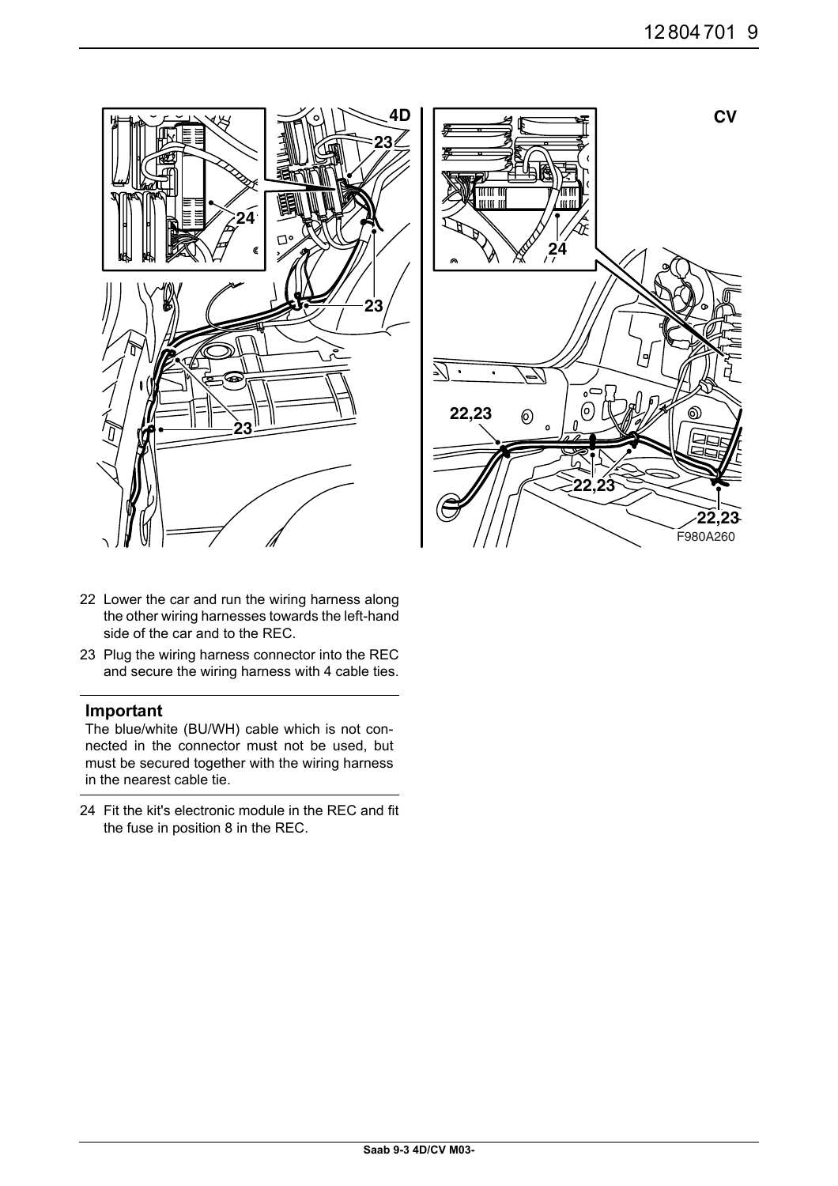22 Lower the car and run the wiring harness along the other wiring harnesses towards the left-hand side of the car and to the REC.

23 Plug the wiring harness connector into the REC and secure the wiring harness with 4 cable ties.

**Important**

The blue/white (BU/WH) cable which is not connected in the connector must not be used, but must be secured together with the wiring harness in the nearest cable tie.

24 Fit the kit's electronic module in the REC and fit the fuse in position 8 in the REC.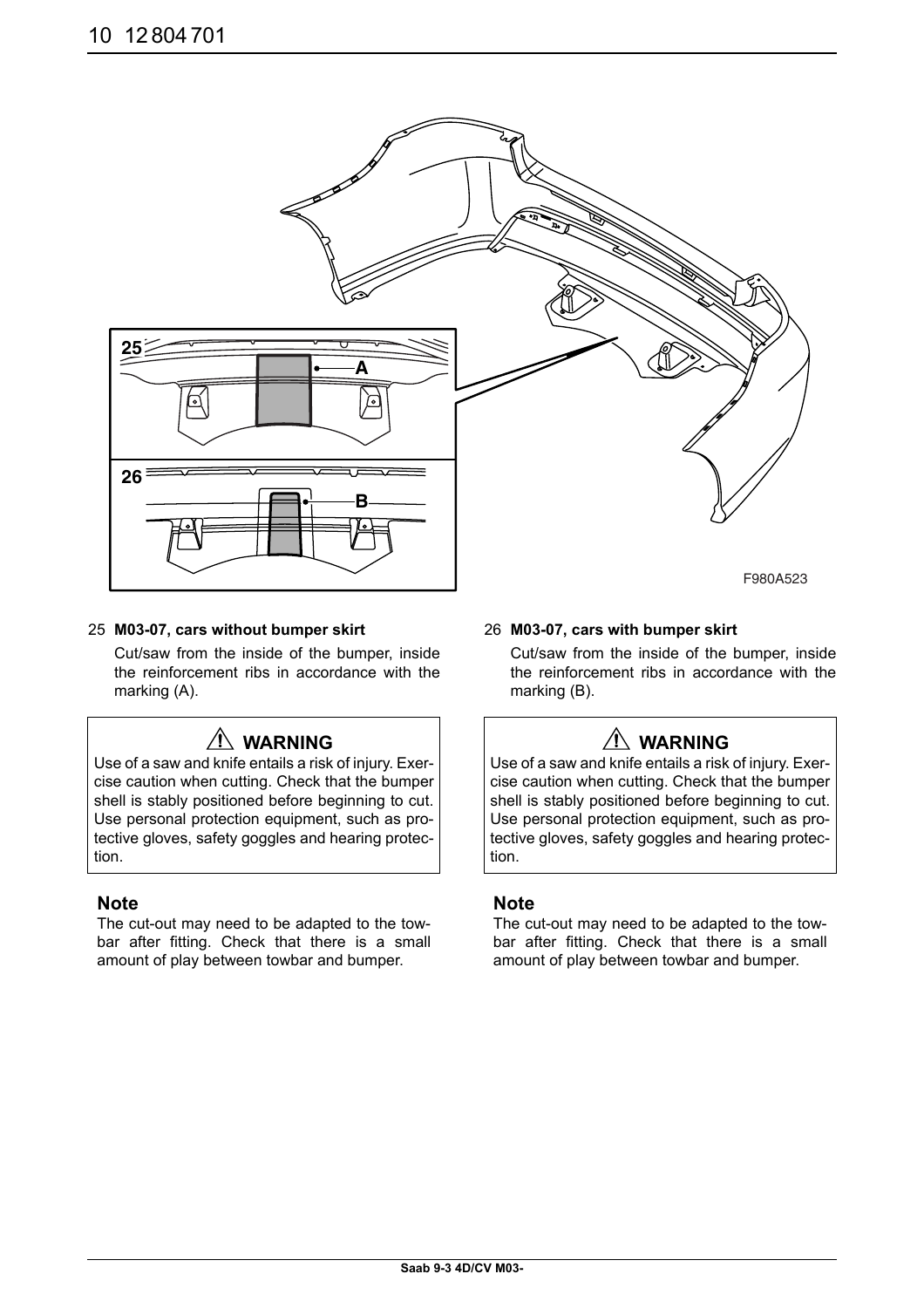25 **M03-07, cars without bumper skirt**

Cut/saw from the inside of the bumper, inside the reinforcement ribs in accordance with the marking (A).

> ⚠ **WARNING**
>
> Use of a saw and knife entails a risk of injury. Exercise caution when cutting. Check that the bumper shell is stably positioned before beginning to cut. Use personal protection equipment, such as protective gloves, safety goggles and hearing protection.

**Note**

The cut-out may need to be adapted to the towbar after fitting. Check that there is a small amount of play between towbar and bumper.

26 **M03-07, cars with bumper skirt**

Cut/saw from the inside of the bumper, inside the reinforcement ribs in accordance with the marking (B).

> ⚠ **WARNING**
>
> Use of a saw and knife entails a risk of injury. Exercise caution when cutting. Check that the bumper shell is stably positioned before beginning to cut. Use personal protection equipment, such as protective gloves, safety goggles and hearing protection.

**Note**

The cut-out may need to be adapted to the towbar after fitting. Check that there is a small amount of play between towbar and bumper.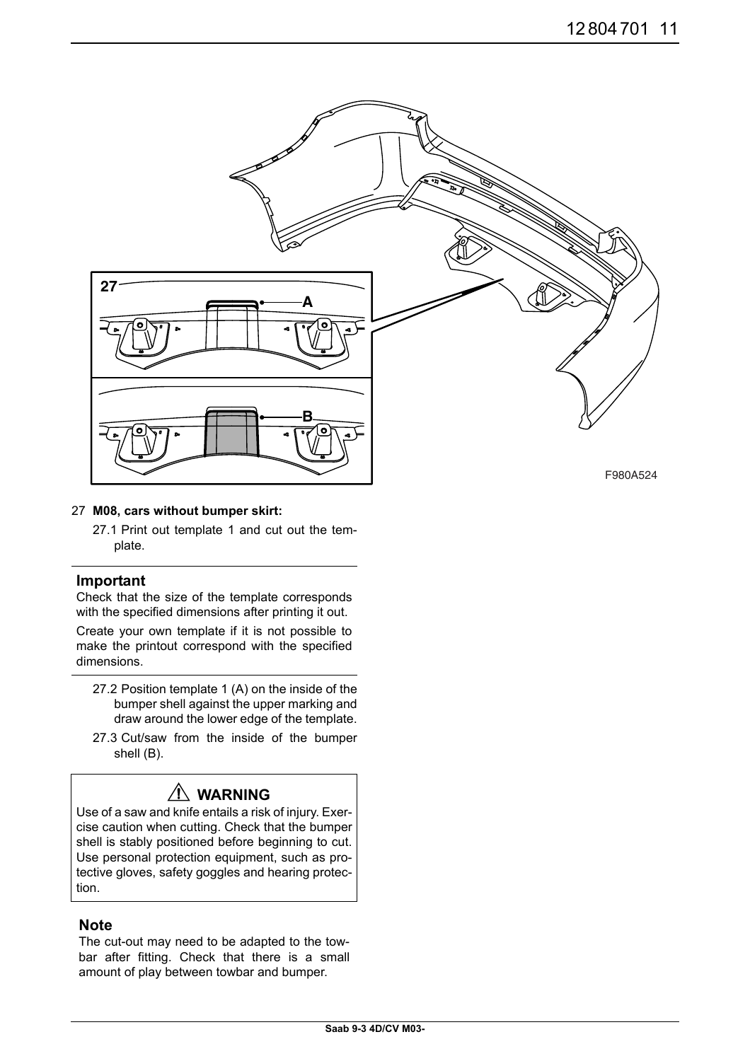27 **M08, cars without bumper skirt:**

27.1 Print out template 1 and cut out the template.

### Important

Check that the size of the template corresponds with the specified dimensions after printing it out.

Create your own template if it is not possible to make the printout correspond with the specified dimensions.

27.2 Position template 1 (A) on the inside of the bumper shell against the upper marking and draw around the lower edge of the template.

27.3 Cut/saw from the inside of the bumper shell (B).

### ⚠ WARNING

Use of a saw and knife entails a risk of injury. Exercise caution when cutting. Check that the bumper shell is stably positioned before beginning to cut. Use personal protection equipment, such as protective gloves, safety goggles and hearing protection.

### Note

The cut-out may need to be adapted to the towbar after fitting. Check that there is a small amount of play between towbar and bumper.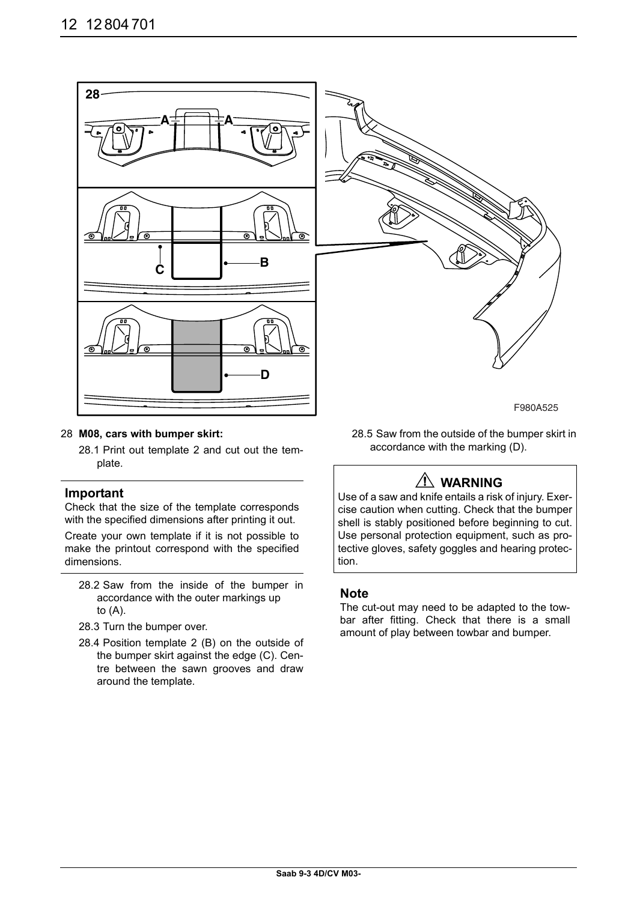28 **M08, cars with bumper skirt:**

28.1 Print out template 2 and cut out the template.

### Important

Check that the size of the template corresponds with the specified dimensions after printing it out.

Create your own template if it is not possible to make the printout correspond with the specified dimensions.

28.2 Saw from the inside of the bumper in accordance with the outer markings up to (A).

28.3 Turn the bumper over.

28.4 Position template 2 (B) on the outside of the bumper skirt against the edge (C). Centre between the sawn grooves and draw around the template.

28.5 Saw from the outside of the bumper skirt in accordance with the marking (D).

### ⚠ WARNING

Use of a saw and knife entails a risk of injury. Exercise caution when cutting. Check that the bumper shell is stably positioned before beginning to cut. Use personal protection equipment, such as protective gloves, safety goggles and hearing protection.

### Note

The cut-out may need to be adapted to the towbar after fitting. Check that there is a small amount of play between towbar and bumper.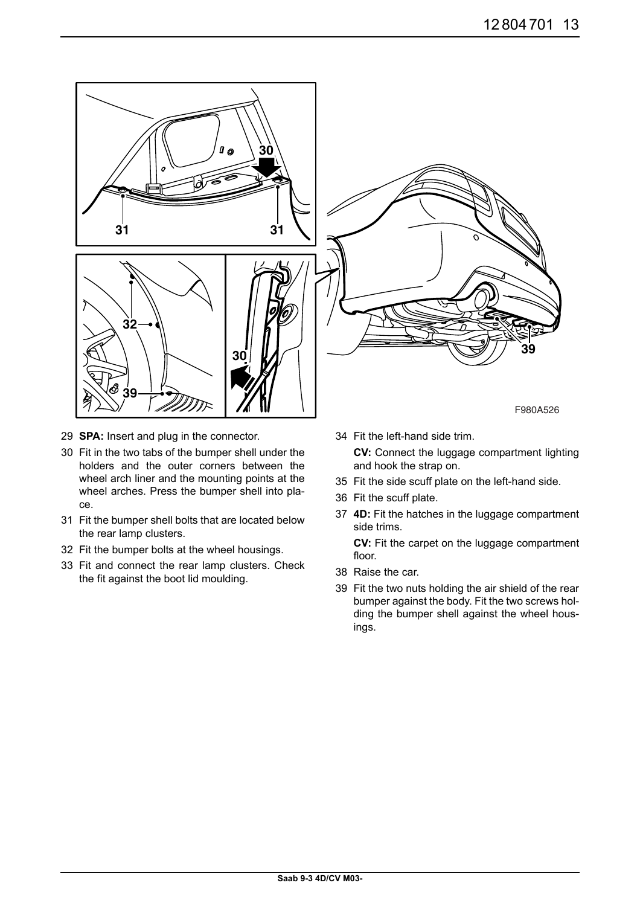F980A526

29 **SPA:** Insert and plug in the connector.

30 Fit in the two tabs of the bumper shell under the holders and the outer corners between the wheel arch liner and the mounting points at the wheel arches. Press the bumper shell into place.

31 Fit the bumper shell bolts that are located below the rear lamp clusters.

32 Fit the bumper bolts at the wheel housings.

33 Fit and connect the rear lamp clusters. Check the fit against the boot lid moulding.

34 Fit the left-hand side trim.

**CV:** Connect the luggage compartment lighting and hook the strap on.

35 Fit the side scuff plate on the left-hand side.

36 Fit the scuff plate.

37 **4D:** Fit the hatches in the luggage compartment side trims.

**CV:** Fit the carpet on the luggage compartment floor.

38 Raise the car.

39 Fit the two nuts holding the air shield of the rear bumper against the body. Fit the two screws holding the bumper shell against the wheel housings.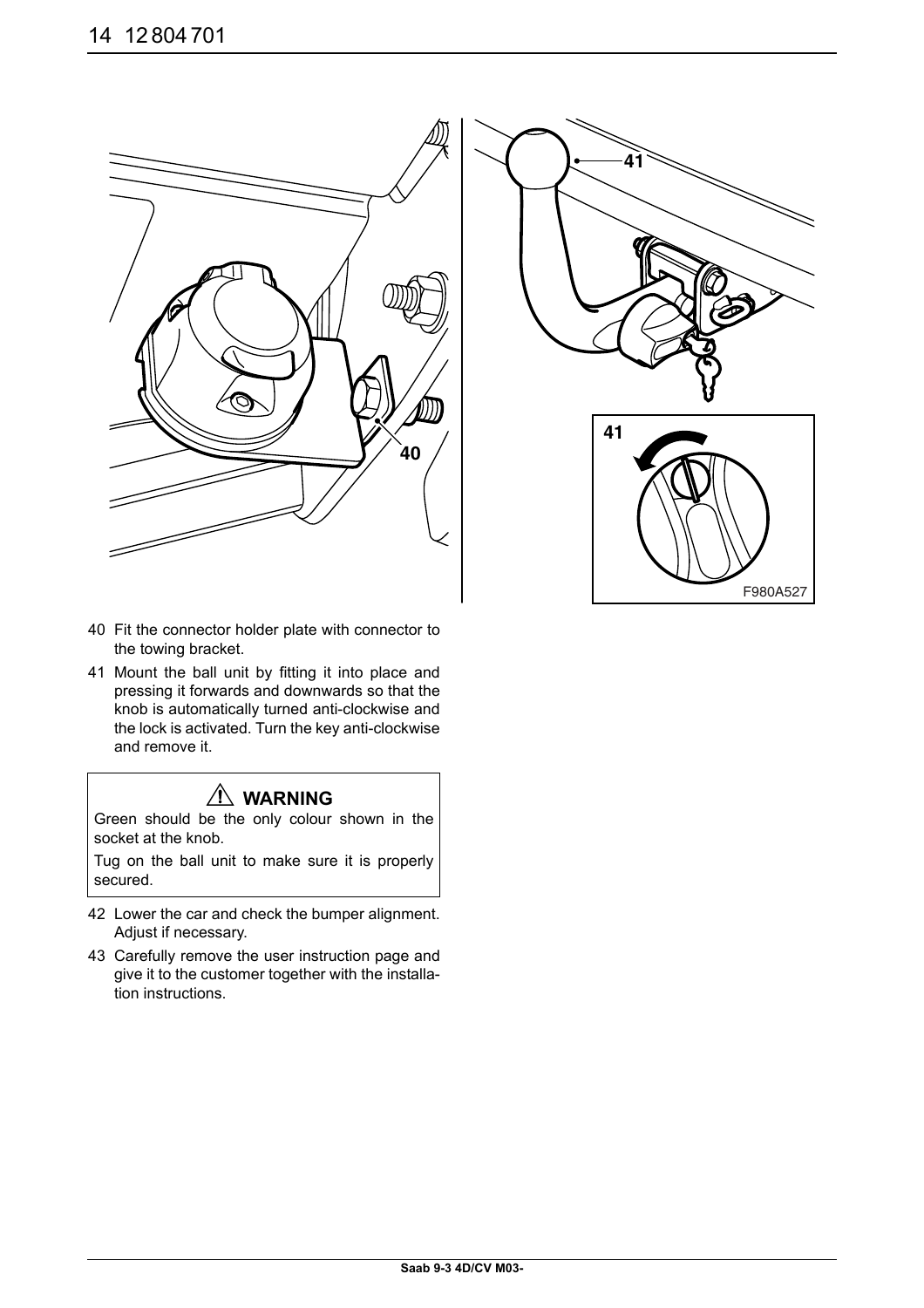40 Fit the connector holder plate with connector to the towing bracket.

41 Mount the ball unit by fitting it into place and pressing it forwards and downwards so that the knob is automatically turned anti-clockwise and the lock is activated. Turn the key anti-clockwise and remove it.

> **⚠ WARNING**
>
> Green should be the only colour shown in the socket at the knob.
>
> Tug on the ball unit to make sure it is properly secured.

42 Lower the car and check the bumper alignment. Adjust if necessary.

43 Carefully remove the user instruction page and give it to the customer together with the installation instructions.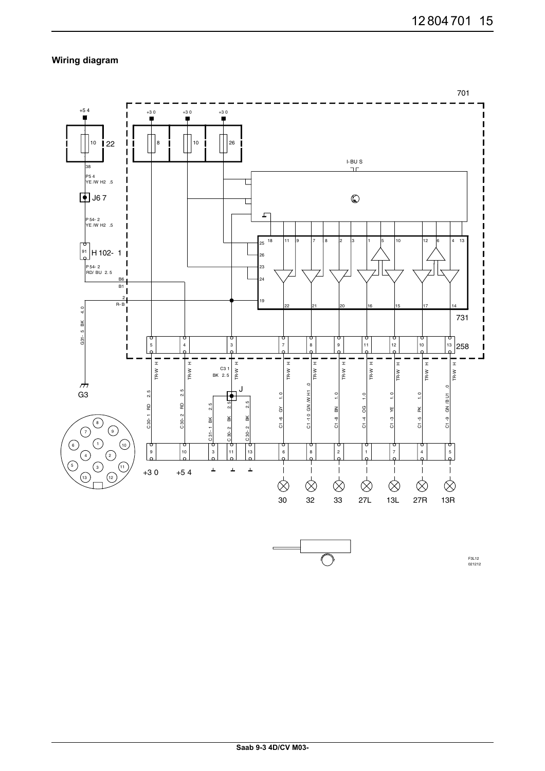## Wiring diagram

701

+5 4 · +3 0 · +3 0 · +3 0

10 · 22 · 8 · 10 · 26

38

P5 4
YE /W H2 .5

J6 7

P 54- 2
YE /W H2 .5

I- BU S

91 · H 102- 1

P 54- 2
RD/ BU 2. 5

B6
B1

2
R- B

G31- 5 BK 4. 0

G3

18 · 11 · 9 · 7 · 8 · 2 · 3 · 1 · 5 · 10 · 12 · 6 · 4 · 13

25 · 26 · 23 · 24 · 19

22 · 21 · 20 · 16 · 15 · 17 · 14

731

5 · 4 · 3 · 7 · 8 · 9 · 11 · 12 · 10 · 13 · 258

TR-W H · TR-W H · C3 1 BK 2. 5 · TR-W H · TR-W H · TR-W H · TR-W H · TR-W H · TR-W H · TR-W H · TR-W H

J

C 30- 1 RD 2. 5 · C 30- 2 RD 2. 5 · C31- 1 BK 2. 5 · C 30- 2 BK 2. 5 · C 30- 2 BK 2. 5 · C1 -6 GY 1. 0 · C1 -1 0 GN /W H1 . 0 · C1 -8 BN 1. 0 · C1 -4 OG 1. 0 · C1 -3 YE 1. 0 · C1 -5 PK 1. 0 · C1 -9 GN /B U1 . 0

9 · 10 · 3 · 11 · 13 · 6 · 8 · 2 · 1 · 7 · 4 · 5

+3 0 · +5 4

30 · 32 · 33 · 27L · 13L · 27R · 13R

F3L12
021212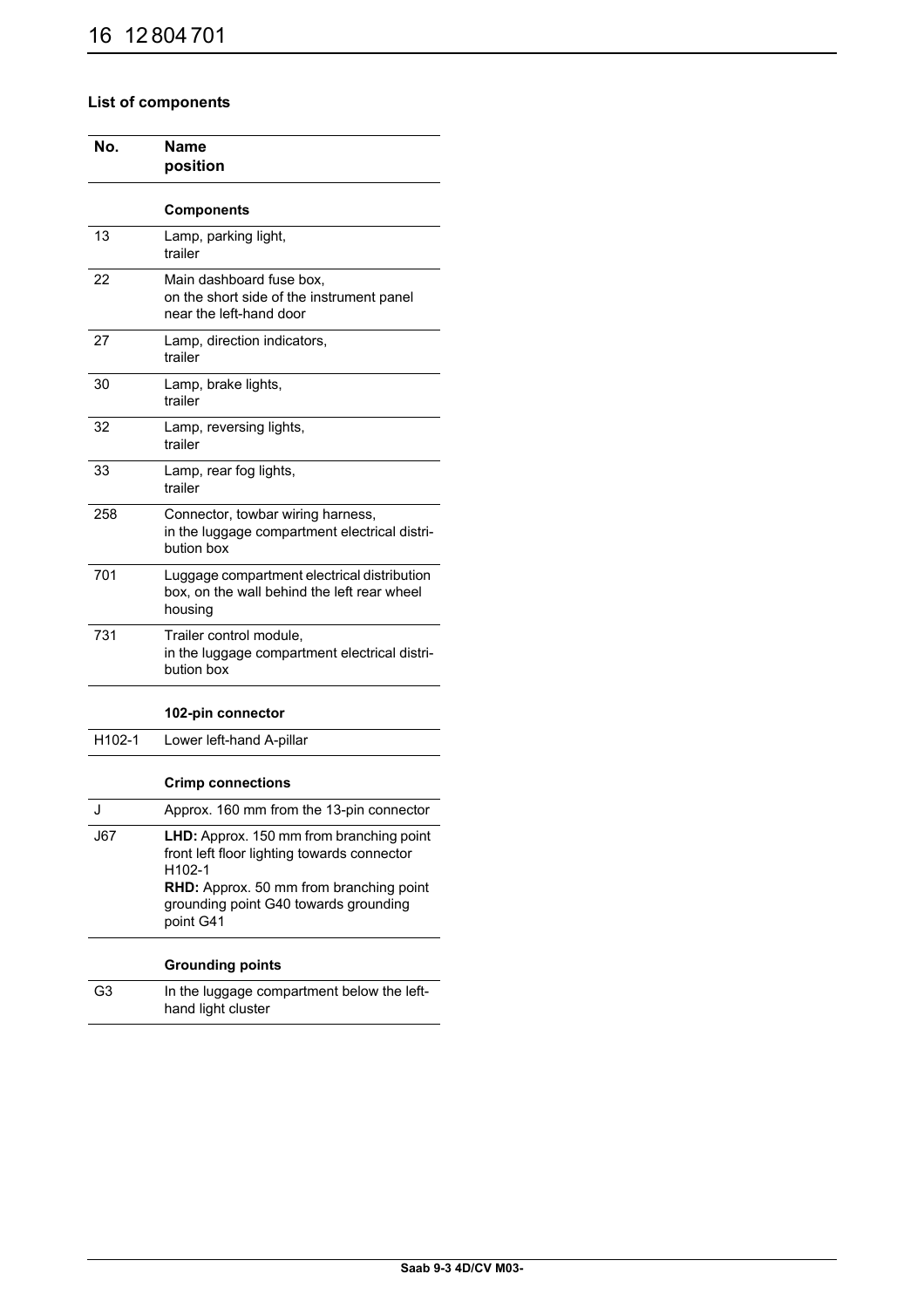### List of components

| No. | Name<br>position |
|---|---|
| | **Components** |
| 13 | Lamp, parking light,<br>trailer |
| 22 | Main dashboard fuse box,<br>on the short side of the instrument panel near the left-hand door |
| 27 | Lamp, direction indicators,<br>trailer |
| 30 | Lamp, brake lights,<br>trailer |
| 32 | Lamp, reversing lights,<br>trailer |
| 33 | Lamp, rear fog lights,<br>trailer |
| 258 | Connector, towbar wiring harness,<br>in the luggage compartment electrical distribution box |
| 701 | Luggage compartment electrical distribution box, on the wall behind the left rear wheel housing |
| 731 | Trailer control module,<br>in the luggage compartment electrical distribution box |
| | **102-pin connector** |
| H102-1 | Lower left-hand A-pillar |
| | **Crimp connections** |
| J | Approx. 160 mm from the 13-pin connector |
| J67 | **LHD:** Approx. 150 mm from branching point front left floor lighting towards connector H102-1<br>**RHD:** Approx. 50 mm from branching point grounding point G40 towards grounding point G41 |
| | **Grounding points** |
| G3 | In the luggage compartment below the left-hand light cluster |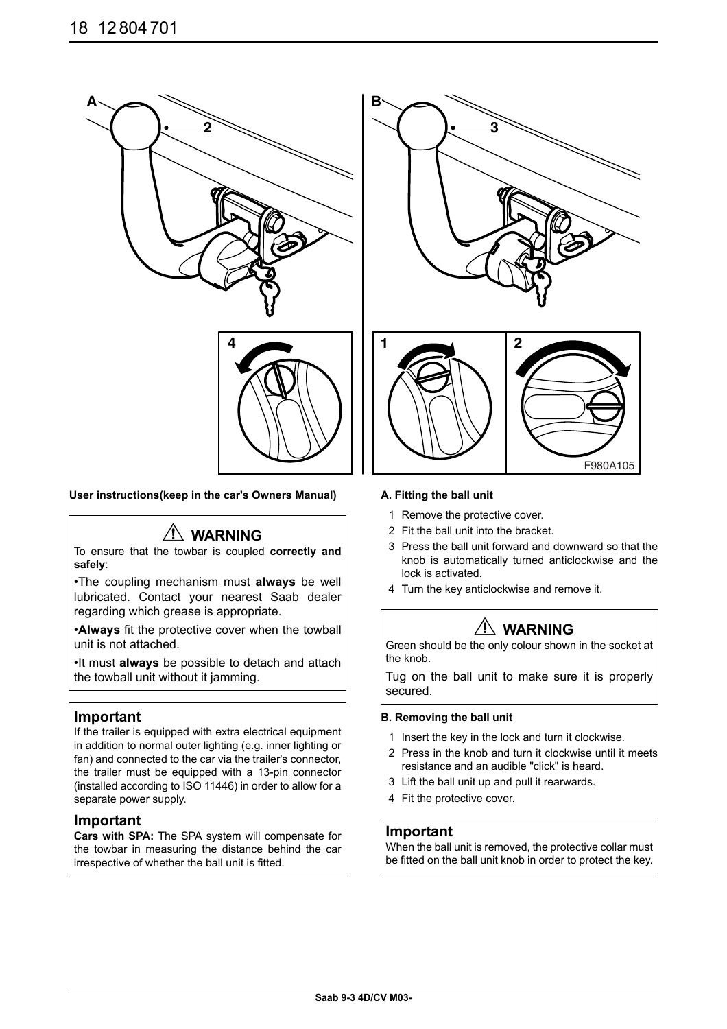**User instructions(keep in the car's Owners Manual)**

> ⚠ **WARNING**
>
> To ensure that the towbar is coupled **correctly and safely**:
>
> •The coupling mechanism must **always** be well lubricated. Contact your nearest Saab dealer regarding which grease is appropriate.
>
> •**Always** fit the protective cover when the towball unit is not attached.
>
> •It must **always** be possible to detach and attach the towball unit without it jamming.

### Important

If the trailer is equipped with extra electrical equipment in addition to normal outer lighting (e.g. inner lighting or fan) and connected to the car via the trailer's connector, the trailer must be equipped with a 13-pin connector (installed according to ISO 11446) in order to allow for a separate power supply.

### Important

**Cars with SPA:** The SPA system will compensate for the towbar in measuring the distance behind the car irrespective of whether the ball unit is fitted.

#### A. Fitting the ball unit

1. Remove the protective cover.
2. Fit the ball unit into the bracket.
3. Press the ball unit forward and downward so that the knob is automatically turned anticlockwise and the lock is activated.
4. Turn the key anticlockwise and remove it.

> ⚠ **WARNING**
>
> Green should be the only colour shown in the socket at the knob.
>
> Tug on the ball unit to make sure it is properly secured.

#### B. Removing the ball unit

1. Insert the key in the lock and turn it clockwise.
2. Press in the knob and turn it clockwise until it meets resistance and an audible "click" is heard.
3. Lift the ball unit up and pull it rearwards.
4. Fit the protective cover.

### Important

When the ball unit is removed, the protective collar must be fitted on the ball unit knob in order to protect the key.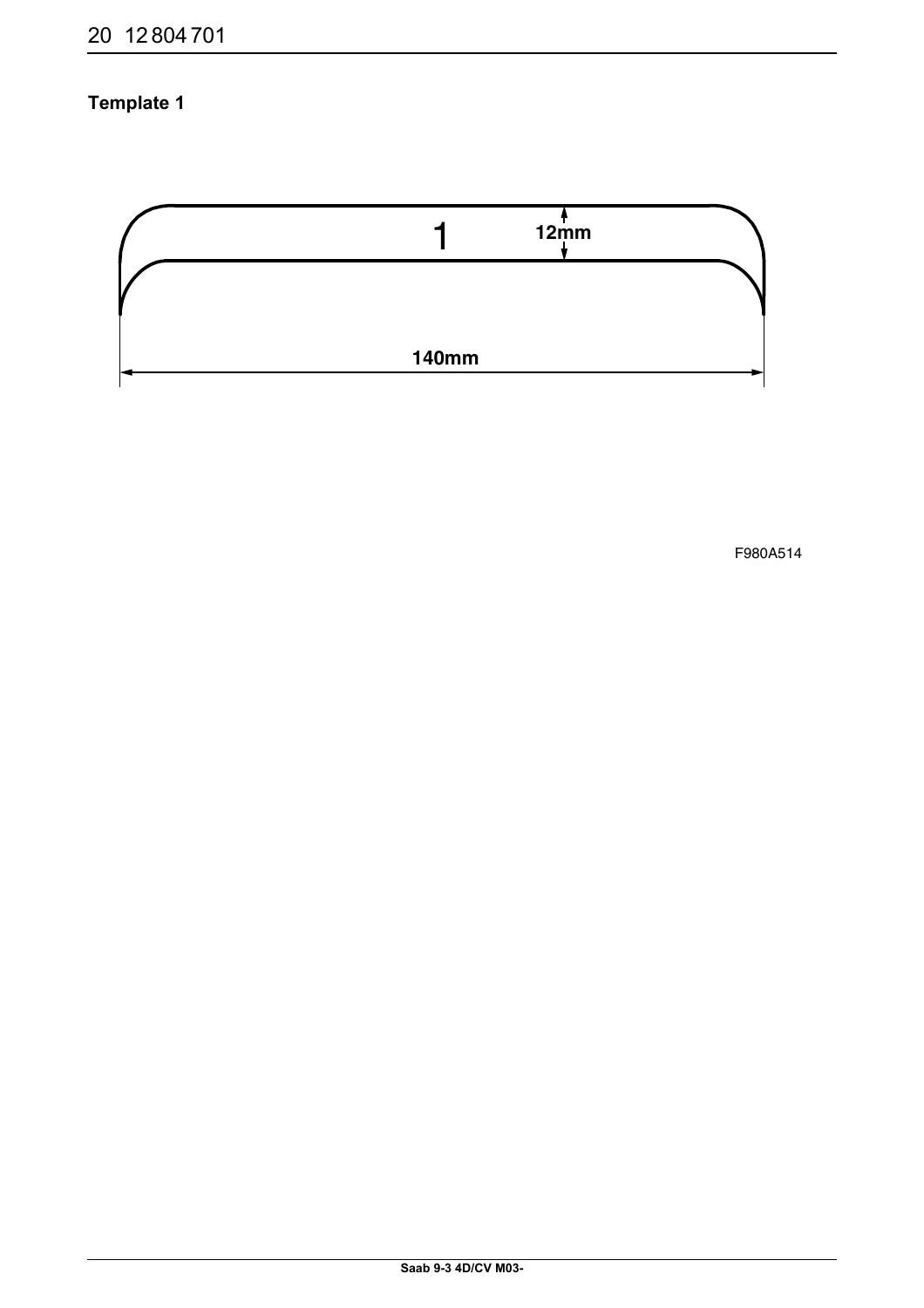## Template 1

1

12mm

140mm

F980A514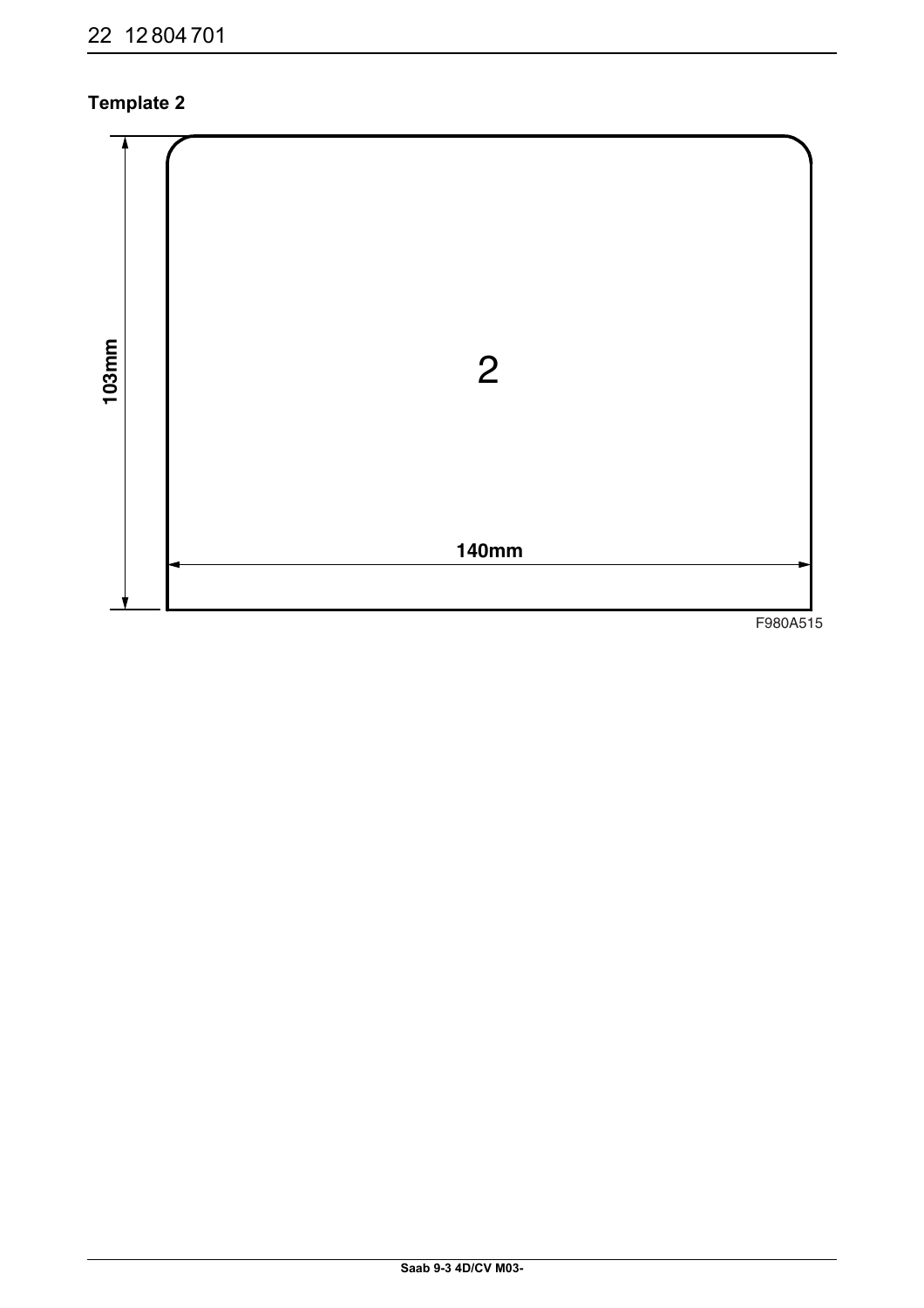**Template 2**

103mm

2

140mm

F980A515